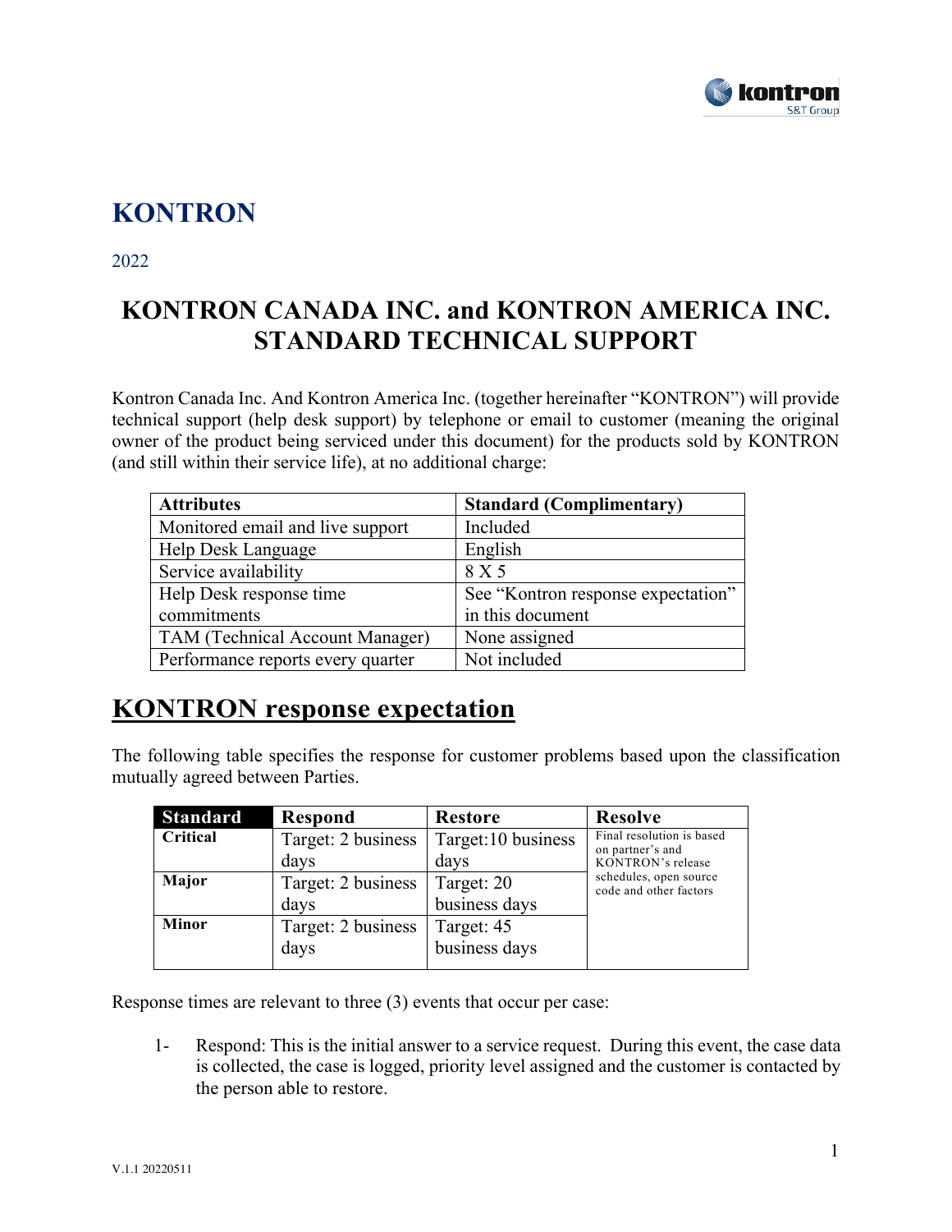# KONTRON

2022

## KONTRON CANADA INC. and KONTRON AMERICA INC. STANDARD TECHNICAL SUPPORT

Kontron Canada Inc. And Kontron America Inc. (together hereinafter "KONTRON") will provide technical support (help desk support) by telephone or email to customer (meaning the original owner of the product being serviced under this document) for the products sold by KONTRON (and still within their service life), at no additional charge:

| Attributes | Standard (Complimentary) |
|---|---|
| Monitored email and live support | Included |
| Help Desk Language | English |
| Service availability | 8 X 5 |
| Help Desk response time commitments | See "Kontron response expectation" in this document |
| TAM (Technical Account Manager) | None assigned |
| Performance reports every quarter | Not included |

## KONTRON response expectation

The following table specifies the response for customer problems based upon the classification mutually agreed between Parties.

| Standard | Respond | Restore | Resolve |
|---|---|---|---|
| **Critical** | Target: 2 business days | Target:10 business days | Final resolution is based on partner's and KONTRON's release schedules, open source code and other factors |
| **Major** | Target: 2 business days | Target: 20 business days | |
| **Minor** | Target: 2 business days | Target: 45 business days | |

Response times are relevant to three (3) events that occur per case:

1- Respond: This is the initial answer to a service request. During this event, the case data is collected, the case is logged, priority level assigned and the customer is contacted by the person able to restore.

V.1.1 20220511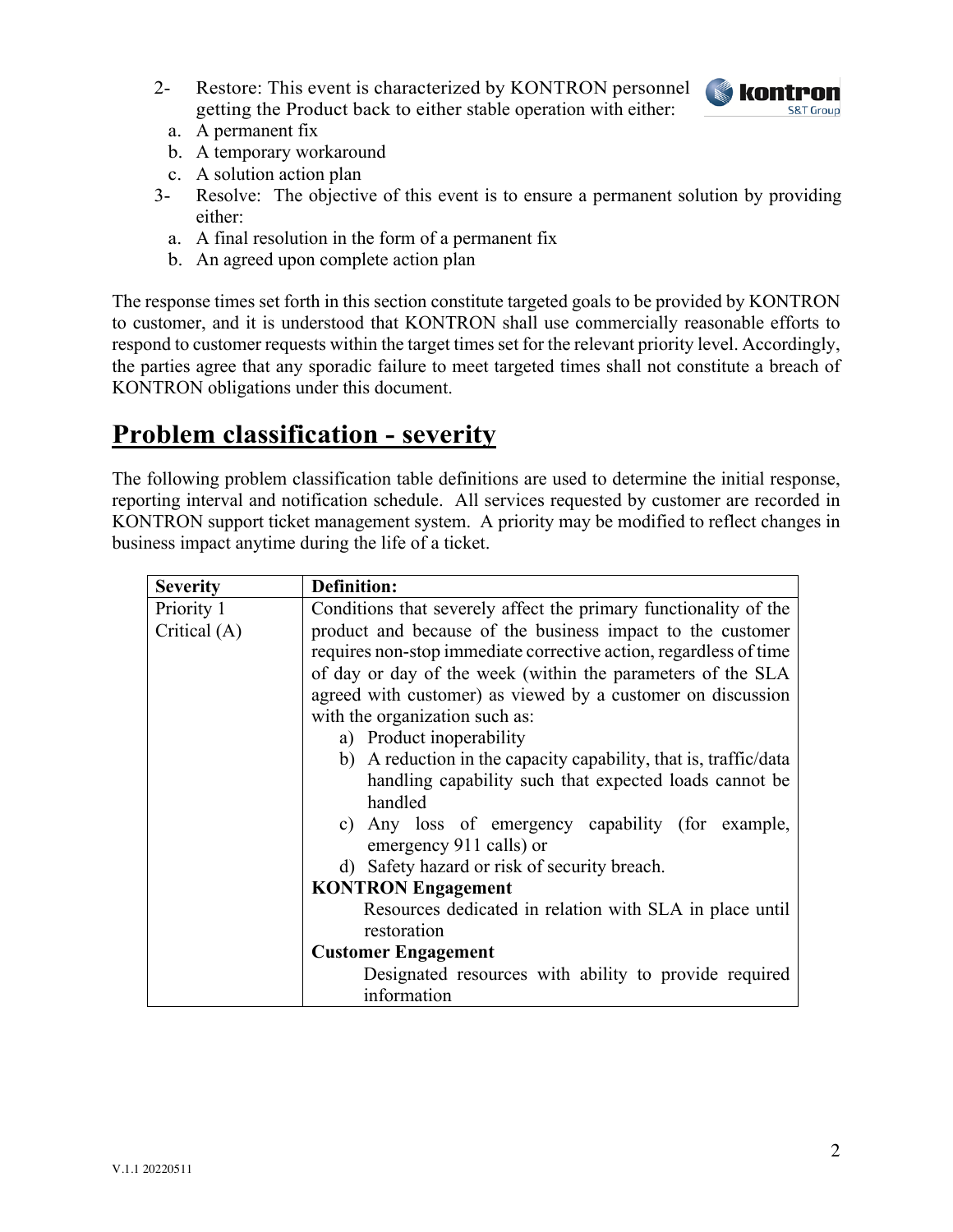2- Restore: This event is characterized by KONTRON personnel getting the Product back to either stable operation with either:
   a. A permanent fix
   b. A temporary workaround
   c. A solution action plan

3- Resolve: The objective of this event is to ensure a permanent solution by providing either:
   a. A final resolution in the form of a permanent fix
   b. An agreed upon complete action plan

The response times set forth in this section constitute targeted goals to be provided by KONTRON to customer, and it is understood that KONTRON shall use commercially reasonable efforts to respond to customer requests within the target times set for the relevant priority level. Accordingly, the parties agree that any sporadic failure to meet targeted times shall not constitute a breach of KONTRON obligations under this document.

## Problem classification - severity

The following problem classification table definitions are used to determine the initial response, reporting interval and notification schedule. All services requested by customer are recorded in KONTRON support ticket management system. A priority may be modified to reflect changes in business impact anytime during the life of a ticket.

| Severity | Definition: |
|---|---|
| Priority 1<br>Critical (A) | Conditions that severely affect the primary functionality of the product and because of the business impact to the customer requires non-stop immediate corrective action, regardless of time of day or day of the week (within the parameters of the SLA agreed with customer) as viewed by a customer on discussion with the organization such as:<br>a) Product inoperability<br>b) A reduction in the capacity capability, that is, traffic/data handling capability such that expected loads cannot be handled<br>c) Any loss of emergency capability (for example, emergency 911 calls) or<br>d) Safety hazard or risk of security breach.<br>**KONTRON Engagement**<br>Resources dedicated in relation with SLA in place until restoration<br>**Customer Engagement**<br>Designated resources with ability to provide required information |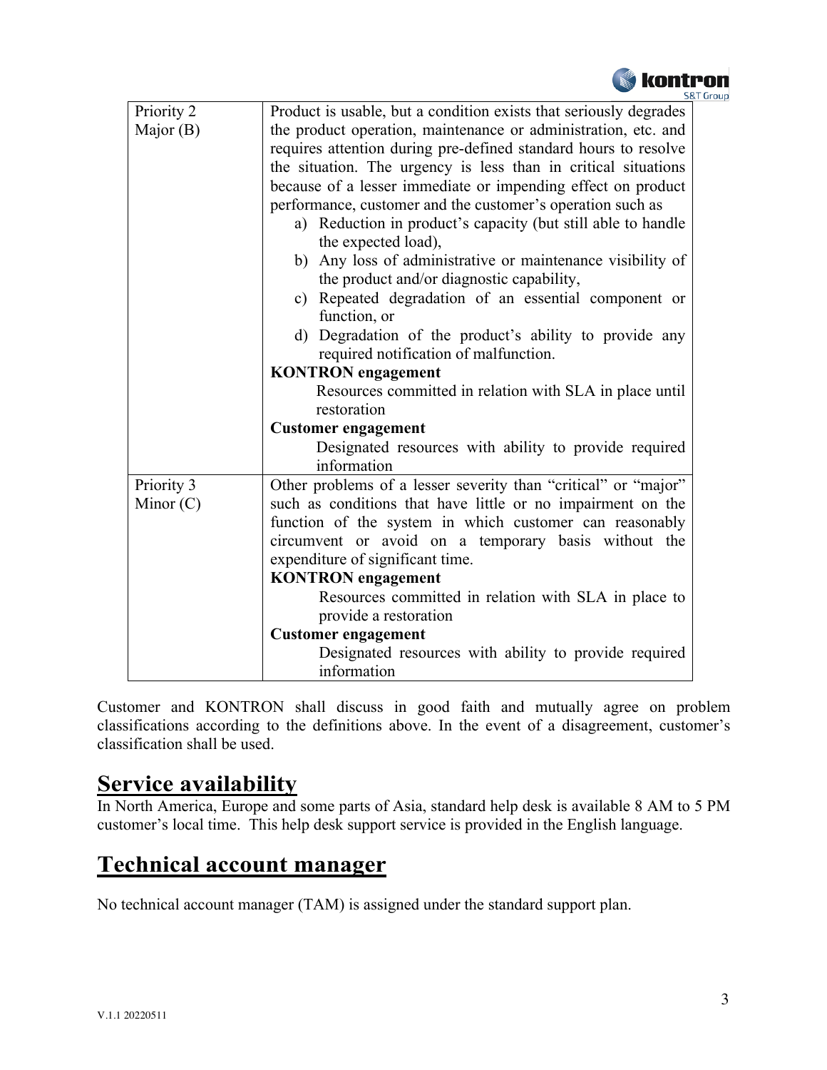| | |
|---|---|
| Priority 2<br>Major (B) | Product is usable, but a condition exists that seriously degrades the product operation, maintenance or administration, etc. and requires attention during pre-defined standard hours to resolve the situation. The urgency is less than in critical situations because of a lesser immediate or impending effect on product performance, customer and the customer's operation such as<br>a) Reduction in product's capacity (but still able to handle the expected load),<br>b) Any loss of administrative or maintenance visibility of the product and/or diagnostic capability,<br>c) Repeated degradation of an essential component or function, or<br>d) Degradation of the product's ability to provide any required notification of malfunction.<br>**KONTRON engagement**<br>Resources committed in relation with SLA in place until restoration<br>**Customer engagement**<br>Designated resources with ability to provide required information |
| Priority 3<br>Minor (C) | Other problems of a lesser severity than "critical" or "major" such as conditions that have little or no impairment on the function of the system in which customer can reasonably circumvent or avoid on a temporary basis without the expenditure of significant time.<br>**KONTRON engagement**<br>Resources committed in relation with SLA in place to provide a restoration<br>**Customer engagement**<br>Designated resources with ability to provide required information |

Customer and KONTRON shall discuss in good faith and mutually agree on problem classifications according to the definitions above. In the event of a disagreement, customer's classification shall be used.

## Service availability

In North America, Europe and some parts of Asia, standard help desk is available 8 AM to 5 PM customer's local time. This help desk support service is provided in the English language.

## Technical account manager

No technical account manager (TAM) is assigned under the standard support plan.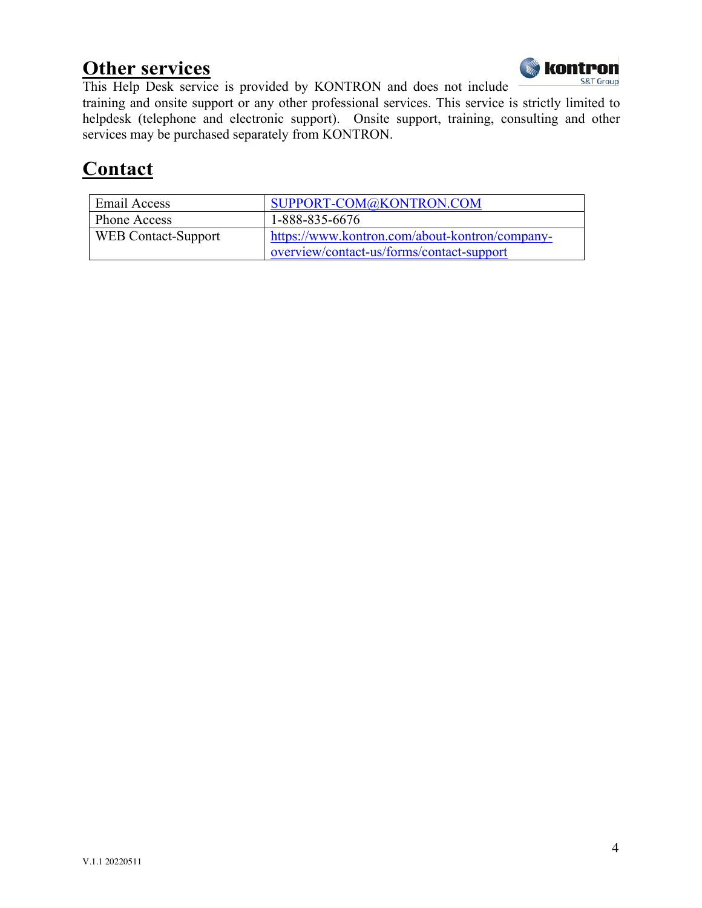## Other services

This Help Desk service is provided by KONTRON and does not include training and onsite support or any other professional services. This service is strictly limited to helpdesk (telephone and electronic support). Onsite support, training, consulting and other services may be purchased separately from KONTRON.

## Contact

| | |
|---|---|
| Email Access | SUPPORT-COM@KONTRON.COM |
| Phone Access | 1-888-835-6676 |
| WEB Contact-Support | https://www.kontron.com/about-kontron/company-overview/contact-us/forms/contact-support |

V.1.1 20220511